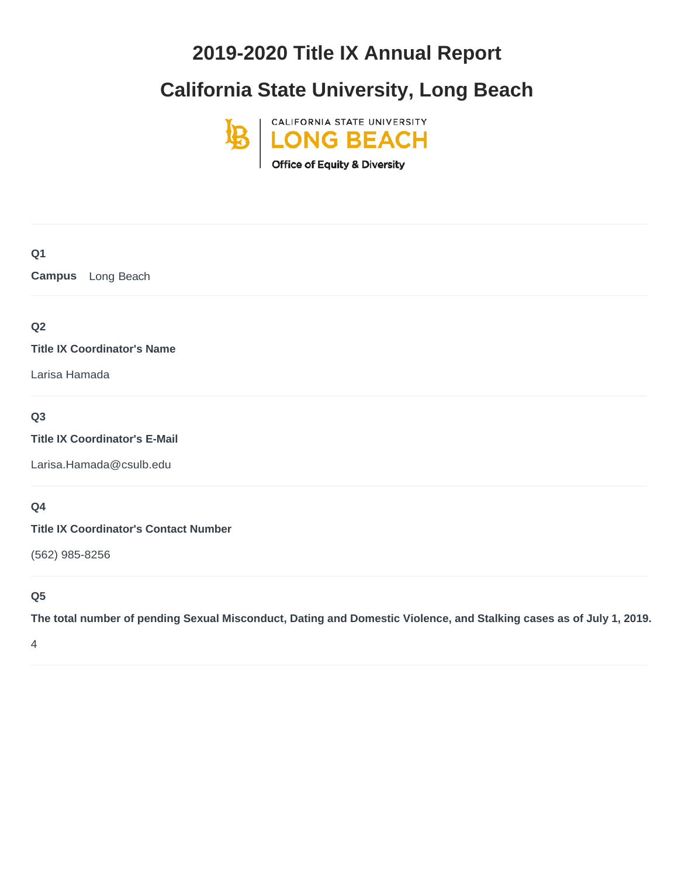# 2019-2020 Title IX Annual Report

# California State University, Long Beach

CALIFORNIA STATE UNIVERSITY
LONG BEACH
Office of Equity & Diversity

**Q1**

**Campus** Long Beach

**Q2**

**Title IX Coordinator's Name**

Larisa Hamada

**Q3**

**Title IX Coordinator's E-Mail**

Larisa.Hamada@csulb.edu

**Q4**

**Title IX Coordinator's Contact Number**

(562) 985-8256

**Q5**

**The total number of pending Sexual Misconduct, Dating and Domestic Violence, and Stalking cases as of July 1, 2019.**

4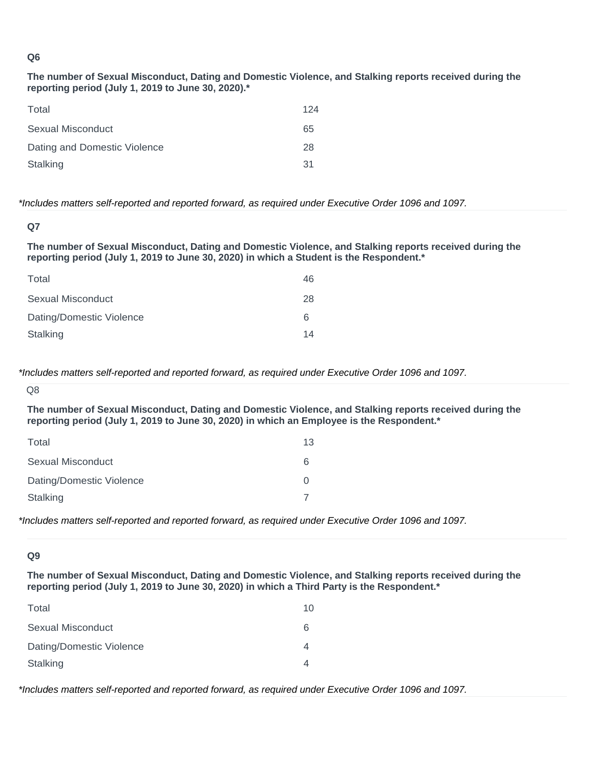### Q6

**The number of Sexual Misconduct, Dating and Domestic Violence, and Stalking reports received during the reporting period (July 1, 2019 to June 30, 2020).***

| | |
|---|---|
| Total | 124 |
| Sexual Misconduct | 65 |
| Dating and Domestic Violence | 28 |
| Stalking | 31 |

*Includes matters self-reported and reported forward, as required under Executive Order 1096 and 1097.*

### Q7

**The number of Sexual Misconduct, Dating and Domestic Violence, and Stalking reports received during the reporting period (July 1, 2019 to June 30, 2020) in which a Student is the Respondent.***

| | |
|---|---|
| Total | 46 |
| Sexual Misconduct | 28 |
| Dating/Domestic Violence | 6 |
| Stalking | 14 |

*Includes matters self-reported and reported forward, as required under Executive Order 1096 and 1097.*

### Q8

**The number of Sexual Misconduct, Dating and Domestic Violence, and Stalking reports received during the reporting period (July 1, 2019 to June 30, 2020) in which an Employee is the Respondent.***

| | |
|---|---|
| Total | 13 |
| Sexual Misconduct | 6 |
| Dating/Domestic Violence | 0 |
| Stalking | 7 |

*Includes matters self-reported and reported forward, as required under Executive Order 1096 and 1097.*

### Q9

**The number of Sexual Misconduct, Dating and Domestic Violence, and Stalking reports received during the reporting period (July 1, 2019 to June 30, 2020) in which a Third Party is the Respondent.***

| | |
|---|---|
| Total | 10 |
| Sexual Misconduct | 6 |
| Dating/Domestic Violence | 4 |
| Stalking | 4 |

*Includes matters self-reported and reported forward, as required under Executive Order 1096 and 1097.*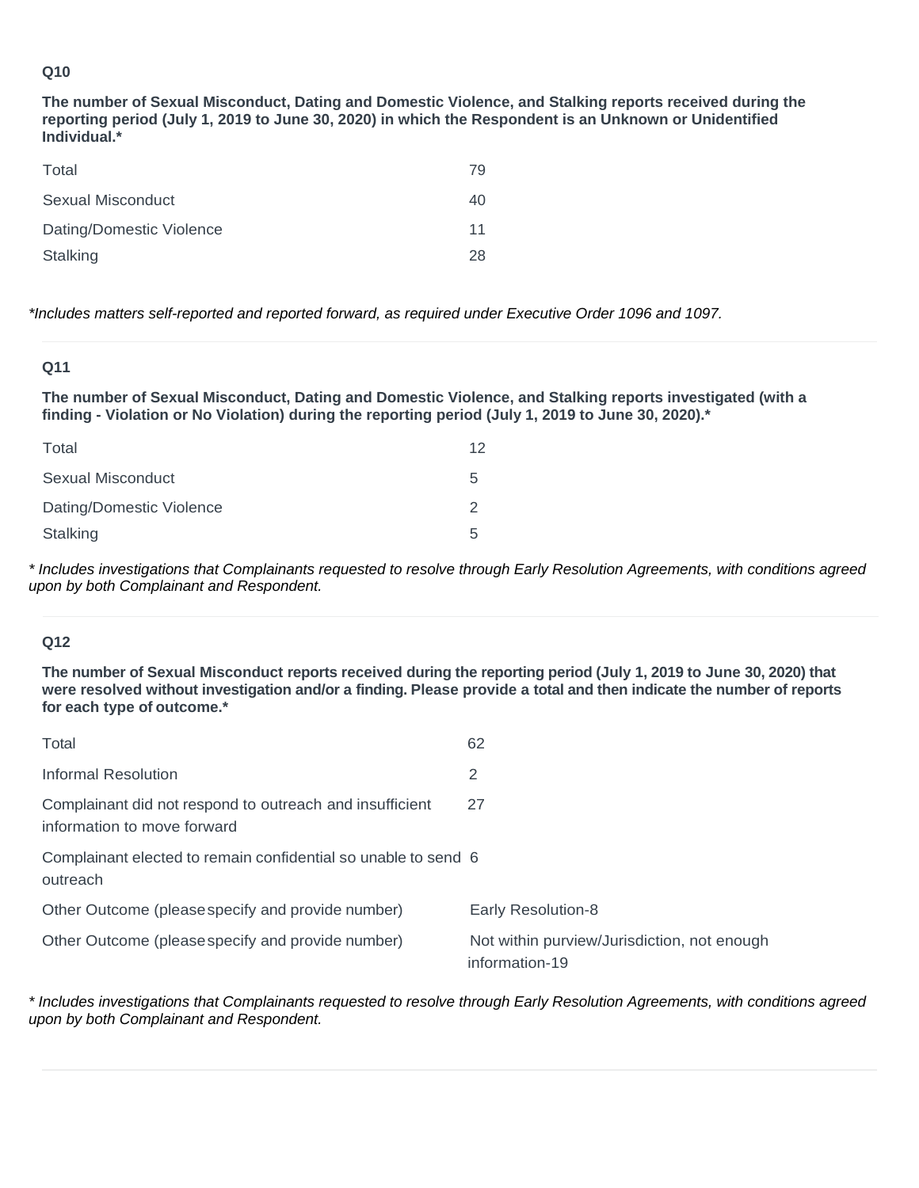### Q10

**The number of Sexual Misconduct, Dating and Domestic Violence, and Stalking reports received during the reporting period (July 1, 2019 to June 30, 2020) in which the Respondent is an Unknown or Unidentified Individual.***

| | |
|---|---|
| Total | 79 |
| Sexual Misconduct | 40 |
| Dating/Domestic Violence | 11 |
| Stalking | 28 |

*\*Includes matters self-reported and reported forward, as required under Executive Order 1096 and 1097.*

---

### Q11

**The number of Sexual Misconduct, Dating and Domestic Violence, and Stalking reports investigated (with a finding - Violation or No Violation) during the reporting period (July 1, 2019 to June 30, 2020).***

| | |
|---|---|
| Total | 12 |
| Sexual Misconduct | 5 |
| Dating/Domestic Violence | 2 |
| Stalking | 5 |

*\* Includes investigations that Complainants requested to resolve through Early Resolution Agreements, with conditions agreed upon by both Complainant and Respondent.*

---

### Q12

**The number of Sexual Misconduct reports received during the reporting period (July 1, 2019 to June 30, 2020) that were resolved without investigation and/or a finding. Please provide a total and then indicate the number of reports for each type of outcome.***

| | |
|---|---|
| Total | 62 |
| Informal Resolution | 2 |
| Complainant did not respond to outreach and insufficient information to move forward | 27 |
| Complainant elected to remain confidential so unable to send outreach | 6 |
| Other Outcome (please specify and provide number) | Early Resolution-8 |
| Other Outcome (please specify and provide number) | Not within purview/Jurisdiction, not enough information-19 |

*\* Includes investigations that Complainants requested to resolve through Early Resolution Agreements, with conditions agreed upon by both Complainant and Respondent.*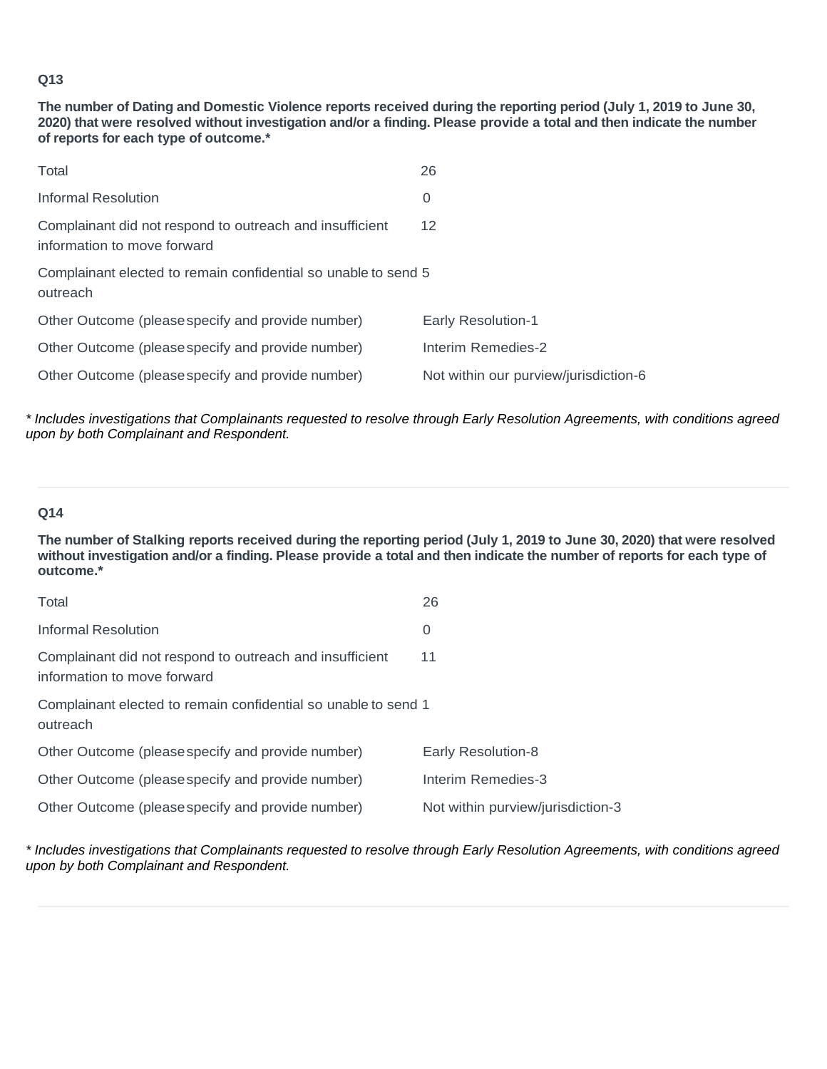**Q13**

**The number of Dating and Domestic Violence reports received during the reporting period (July 1, 2019 to June 30, 2020) that were resolved without investigation and/or a finding. Please provide a total and then indicate the number of reports for each type of outcome.***

| | |
|---|---|
| Total | 26 |
| Informal Resolution | 0 |
| Complainant did not respond to outreach and insufficient information to move forward | 12 |
| Complainant elected to remain confidential so unable to send outreach | 5 |
| Other Outcome (please specify and provide number) | Early Resolution-1 |
| Other Outcome (please specify and provide number) | Interim Remedies-2 |
| Other Outcome (please specify and provide number) | Not within our purview/jurisdiction-6 |

*\* Includes investigations that Complainants requested to resolve through Early Resolution Agreements, with conditions agreed upon by both Complainant and Respondent.*

**Q14**

**The number of Stalking reports received during the reporting period (July 1, 2019 to June 30, 2020) that were resolved without investigation and/or a finding. Please provide a total and then indicate the number of reports for each type of outcome.***

| | |
|---|---|
| Total | 26 |
| Informal Resolution | 0 |
| Complainant did not respond to outreach and insufficient information to move forward | 11 |
| Complainant elected to remain confidential so unable to send outreach | 1 |
| Other Outcome (please specify and provide number) | Early Resolution-8 |
| Other Outcome (please specify and provide number) | Interim Remedies-3 |
| Other Outcome (please specify and provide number) | Not within purview/jurisdiction-3 |

*\* Includes investigations that Complainants requested to resolve through Early Resolution Agreements, with conditions agreed upon by both Complainant and Respondent.*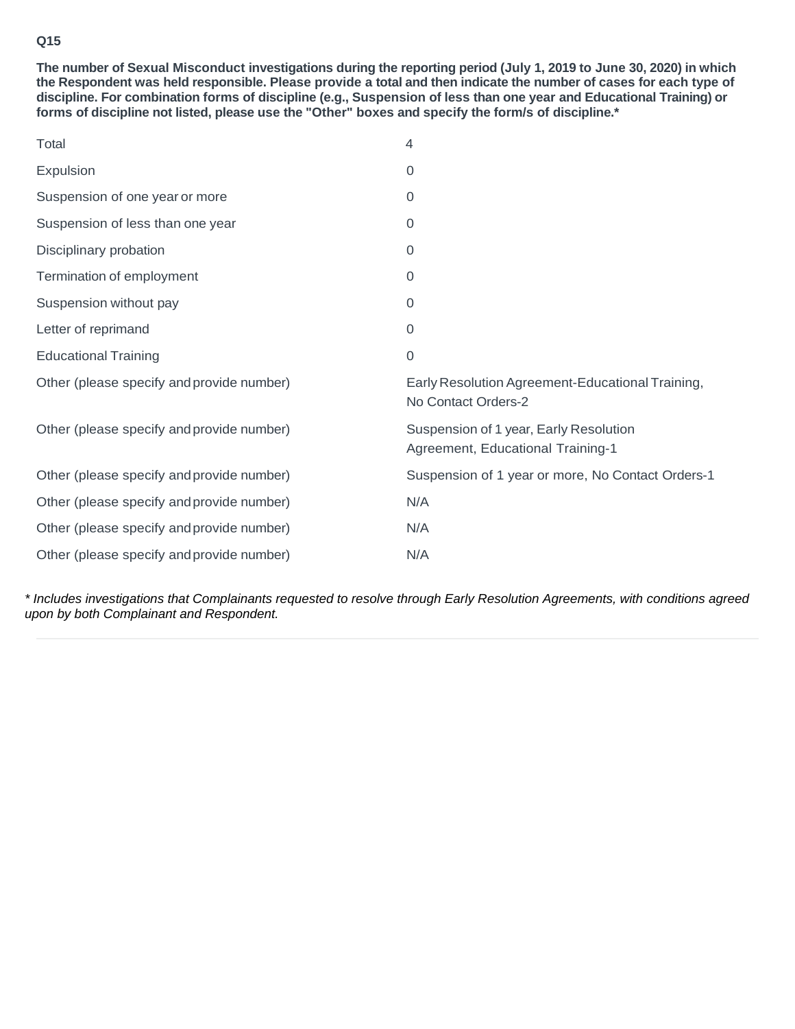**Q15**

**The number of Sexual Misconduct investigations during the reporting period (July 1, 2019 to June 30, 2020) in which the Respondent was held responsible. Please provide a total and then indicate the number of cases for each type of discipline. For combination forms of discipline (e.g., Suspension of less than one year and Educational Training) or forms of discipline not listed, please use the "Other" boxes and specify the form/s of discipline.***

| | |
|---|---|
| Total | 4 |
| Expulsion | 0 |
| Suspension of one year or more | 0 |
| Suspension of less than one year | 0 |
| Disciplinary probation | 0 |
| Termination of employment | 0 |
| Suspension without pay | 0 |
| Letter of reprimand | 0 |
| Educational Training | 0 |
| Other (please specify and provide number) | Early Resolution Agreement-Educational Training, No Contact Orders-2 |
| Other (please specify and provide number) | Suspension of 1 year, Early Resolution Agreement, Educational Training-1 |
| Other (please specify and provide number) | Suspension of 1 year or more, No Contact Orders-1 |
| Other (please specify and provide number) | N/A |
| Other (please specify and provide number) | N/A |
| Other (please specify and provide number) | N/A |

*\* Includes investigations that Complainants requested to resolve through Early Resolution Agreements, with conditions agreed upon by both Complainant and Respondent.*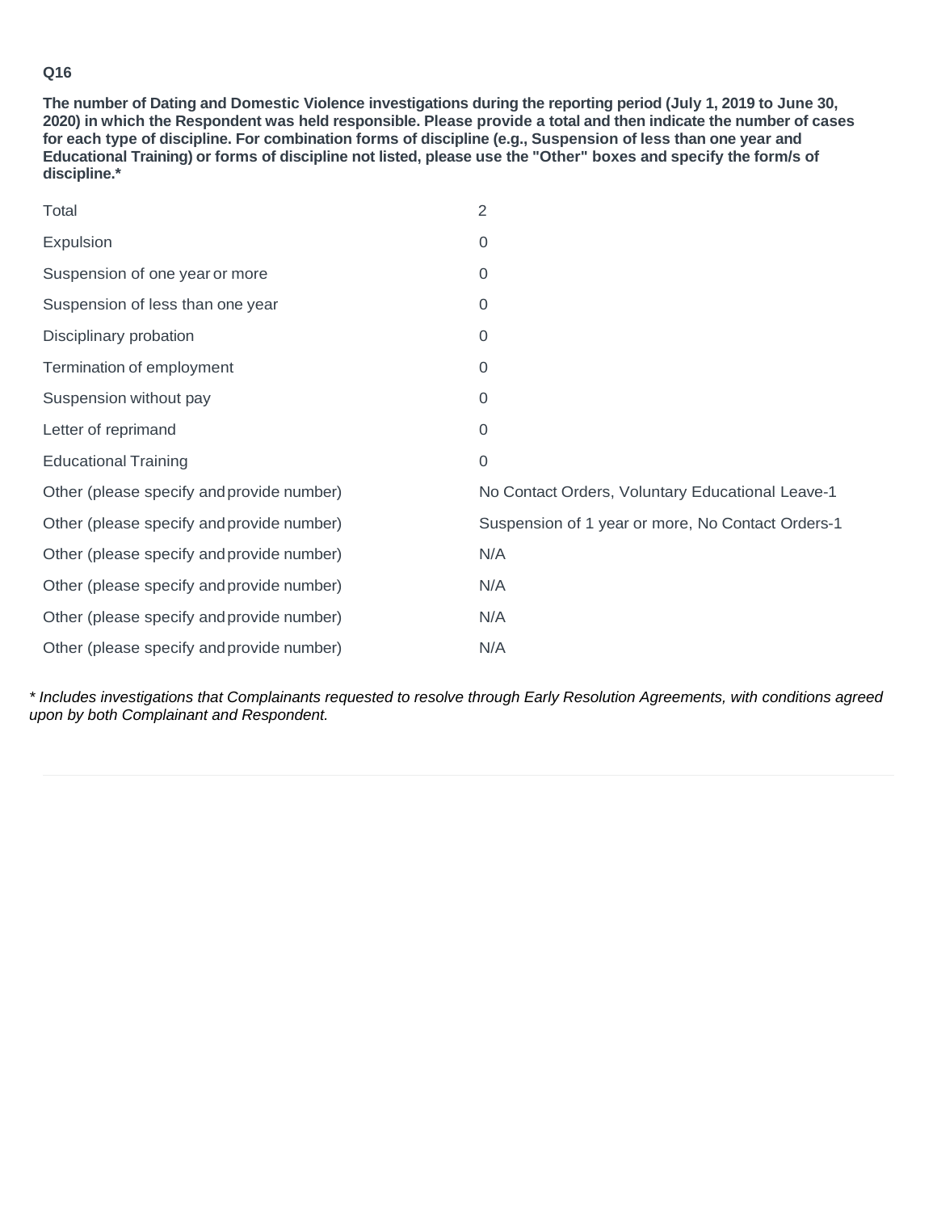**Q16**

**The number of Dating and Domestic Violence investigations during the reporting period (July 1, 2019 to June 30, 2020) in which the Respondent was held responsible. Please provide a total and then indicate the number of cases for each type of discipline. For combination forms of discipline (e.g., Suspension of less than one year and Educational Training) or forms of discipline not listed, please use the "Other" boxes and specify the form/s of discipline.***

| | |
|---|---|
| Total | 2 |
| Expulsion | 0 |
| Suspension of one year or more | 0 |
| Suspension of less than one year | 0 |
| Disciplinary probation | 0 |
| Termination of employment | 0 |
| Suspension without pay | 0 |
| Letter of reprimand | 0 |
| Educational Training | 0 |
| Other (please specify and provide number) | No Contact Orders, Voluntary Educational Leave-1 |
| Other (please specify and provide number) | Suspension of 1 year or more, No Contact Orders-1 |
| Other (please specify and provide number) | N/A |
| Other (please specify and provide number) | N/A |
| Other (please specify and provide number) | N/A |
| Other (please specify and provide number) | N/A |

*\* Includes investigations that Complainants requested to resolve through Early Resolution Agreements, with conditions agreed upon by both Complainant and Respondent.*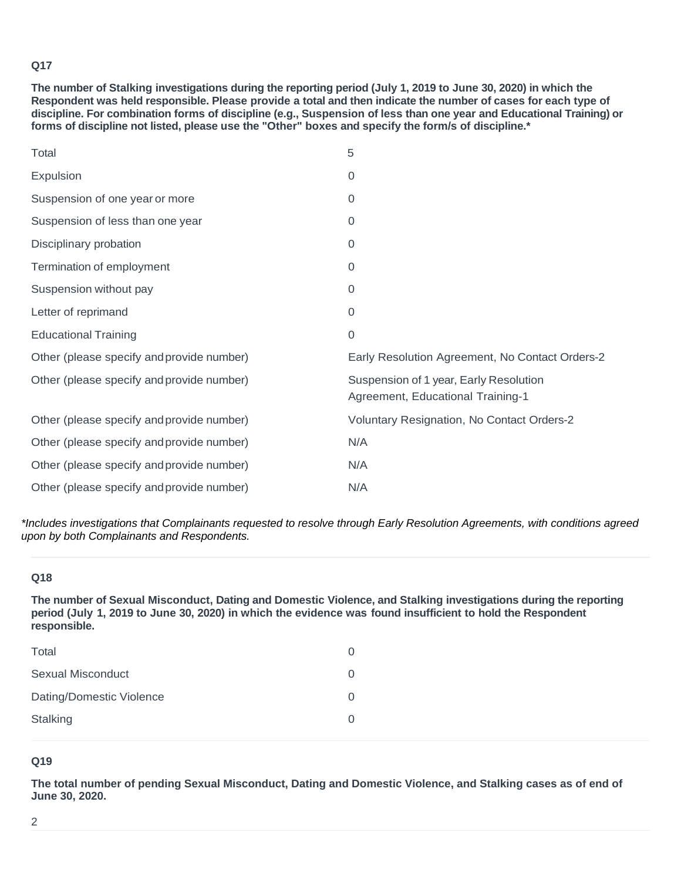**Q17**

**The number of Stalking investigations during the reporting period (July 1, 2019 to June 30, 2020) in which the Respondent was held responsible. Please provide a total and then indicate the number of cases for each type of discipline. For combination forms of discipline (e.g., Suspension of less than one year and Educational Training) or forms of discipline not listed, please use the "Other" boxes and specify the form/s of discipline.***

| | |
|---|---|
| Total | 5 |
| Expulsion | 0 |
| Suspension of one year or more | 0 |
| Suspension of less than one year | 0 |
| Disciplinary probation | 0 |
| Termination of employment | 0 |
| Suspension without pay | 0 |
| Letter of reprimand | 0 |
| Educational Training | 0 |
| Other (please specify and provide number) | Early Resolution Agreement, No Contact Orders-2 |
| Other (please specify and provide number) | Suspension of 1 year, Early Resolution Agreement, Educational Training-1 |
| Other (please specify and provide number) | Voluntary Resignation, No Contact Orders-2 |
| Other (please specify and provide number) | N/A |
| Other (please specify and provide number) | N/A |
| Other (please specify and provide number) | N/A |

*\*Includes investigations that Complainants requested to resolve through Early Resolution Agreements, with conditions agreed upon by both Complainants and Respondents.*

**Q18**

**The number of Sexual Misconduct, Dating and Domestic Violence, and Stalking investigations during the reporting period (July 1, 2019 to June 30, 2020) in which the evidence was found insufficient to hold the Respondent responsible.**

| | |
|---|---|
| Total | 0 |
| Sexual Misconduct | 0 |
| Dating/Domestic Violence | 0 |
| Stalking | 0 |

**Q19**

**The total number of pending Sexual Misconduct, Dating and Domestic Violence, and Stalking cases as of end of June 30, 2020.**

2